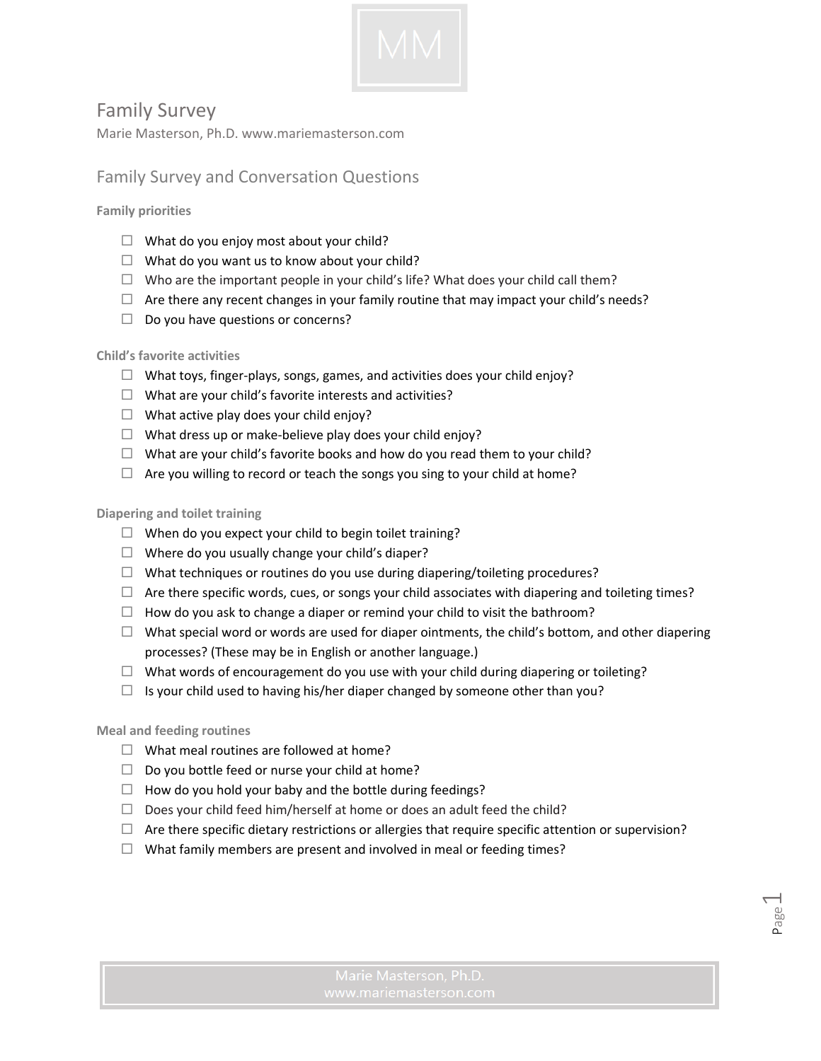# Family Survey

Marie Masterson, Ph.D. www.mariemasterson.com

## Family Survey and Conversation Questions

**Family priorities**

- ☐ What do you enjoy most about your child?
- ☐ What do you want us to know about your child?
- ☐ Who are the important people in your child's life? What does your child call them?
- ☐ Are there any recent changes in your family routine that may impact your child's needs?
- ☐ Do you have questions or concerns?

**Child's favorite activities**

- ☐ What toys, finger-plays, songs, games, and activities does your child enjoy?
- ☐ What are your child's favorite interests and activities?
- ☐ What active play does your child enjoy?
- ☐ What dress up or make-believe play does your child enjoy?
- ☐ What are your child's favorite books and how do you read them to your child?
- ☐ Are you willing to record or teach the songs you sing to your child at home?

**Diapering and toilet training**

- ☐ When do you expect your child to begin toilet training?
- ☐ Where do you usually change your child's diaper?
- ☐ What techniques or routines do you use during diapering/toileting procedures?
- ☐ Are there specific words, cues, or songs your child associates with diapering and toileting times?
- ☐ How do you ask to change a diaper or remind your child to visit the bathroom?
- ☐ What special word or words are used for diaper ointments, the child's bottom, and other diapering processes? (These may be in English or another language.)
- ☐ What words of encouragement do you use with your child during diapering or toileting?
- ☐ Is your child used to having his/her diaper changed by someone other than you?

**Meal and feeding routines**

- ☐ What meal routines are followed at home?
- ☐ Do you bottle feed or nurse your child at home?
- ☐ How do you hold your baby and the bottle during feedings?
- ☐ Does your child feed him/herself at home or does an adult feed the child?
- ☐ Are there specific dietary restrictions or allergies that require specific attention or supervision?
- ☐ What family members are present and involved in meal or feeding times?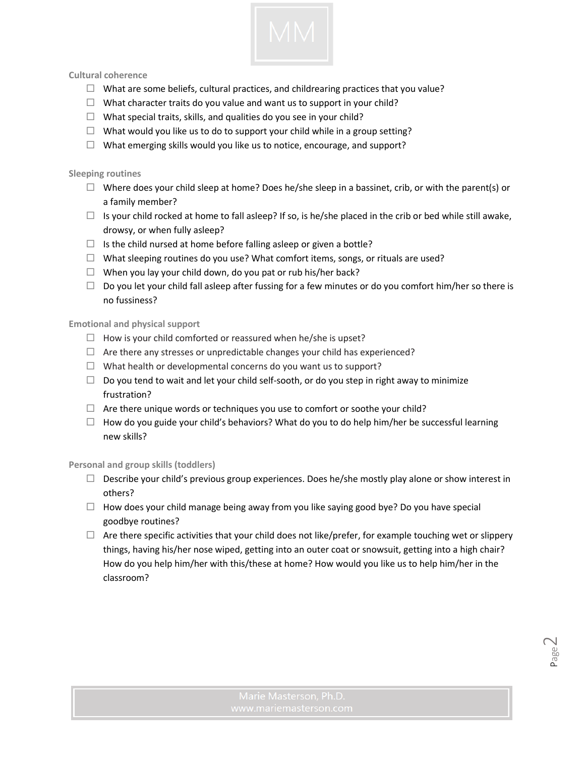**Cultural coherence**

- ☐ What are some beliefs, cultural practices, and childrearing practices that you value?
- ☐ What character traits do you value and want us to support in your child?
- ☐ What special traits, skills, and qualities do you see in your child?
- ☐ What would you like us to do to support your child while in a group setting?
- ☐ What emerging skills would you like us to notice, encourage, and support?

**Sleeping routines**

- ☐ Where does your child sleep at home? Does he/she sleep in a bassinet, crib, or with the parent(s) or a family member?
- ☐ Is your child rocked at home to fall asleep? If so, is he/she placed in the crib or bed while still awake, drowsy, or when fully asleep?
- ☐ Is the child nursed at home before falling asleep or given a bottle?
- ☐ What sleeping routines do you use? What comfort items, songs, or rituals are used?
- ☐ When you lay your child down, do you pat or rub his/her back?
- ☐ Do you let your child fall asleep after fussing for a few minutes or do you comfort him/her so there is no fussiness?

**Emotional and physical support**

- ☐ How is your child comforted or reassured when he/she is upset?
- ☐ Are there any stresses or unpredictable changes your child has experienced?
- ☐ What health or developmental concerns do you want us to support?
- ☐ Do you tend to wait and let your child self-sooth, or do you step in right away to minimize frustration?
- ☐ Are there unique words or techniques you use to comfort or soothe your child?
- ☐ How do you guide your child's behaviors? What do you to do help him/her be successful learning new skills?

**Personal and group skills (toddlers)**

- ☐ Describe your child's previous group experiences. Does he/she mostly play alone or show interest in others?
- ☐ How does your child manage being away from you like saying good bye? Do you have special goodbye routines?
- ☐ Are there specific activities that your child does not like/prefer, for example touching wet or slippery things, having his/her nose wiped, getting into an outer coat or snowsuit, getting into a high chair? How do you help him/her with this/these at home? How would you like us to help him/her in the classroom?